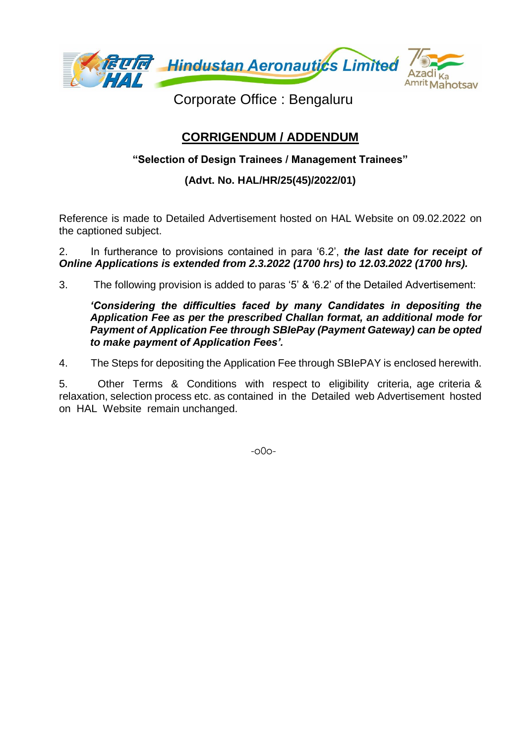हिएलि HAL **Hindustan Aeronautics Limited** Azadi Ka Amrit Mahotsav

Corporate Office : Bengaluru

## CORRIGENDUM / ADDENDUM

**"Selection of Design Trainees / Management Trainees"**

**(Advt. No. HAL/HR/25(45)/2022/01)**

Reference is made to Detailed Advertisement hosted on HAL Website on 09.02.2022 on the captioned subject.

2. In furtherance to provisions contained in para '6.2', ***the last date for receipt of Online Applications is extended from 2.3.2022 (1700 hrs) to 12.03.2022 (1700 hrs).***

3. The following provision is added to paras '5' & '6.2' of the Detailed Advertisement:

***'Considering the difficulties faced by many Candidates in depositing the Application Fee as per the prescribed Challan format, an additional mode for Payment of Application Fee through SBIePay (Payment Gateway) can be opted to make payment of Application Fees'.***

4. The Steps for depositing the Application Fee through SBIePAY is enclosed herewith.

5. Other Terms & Conditions with respect to eligibility criteria, age criteria & relaxation, selection process etc. as contained in the Detailed web Advertisement hosted on HAL Website remain unchanged.

-o0o-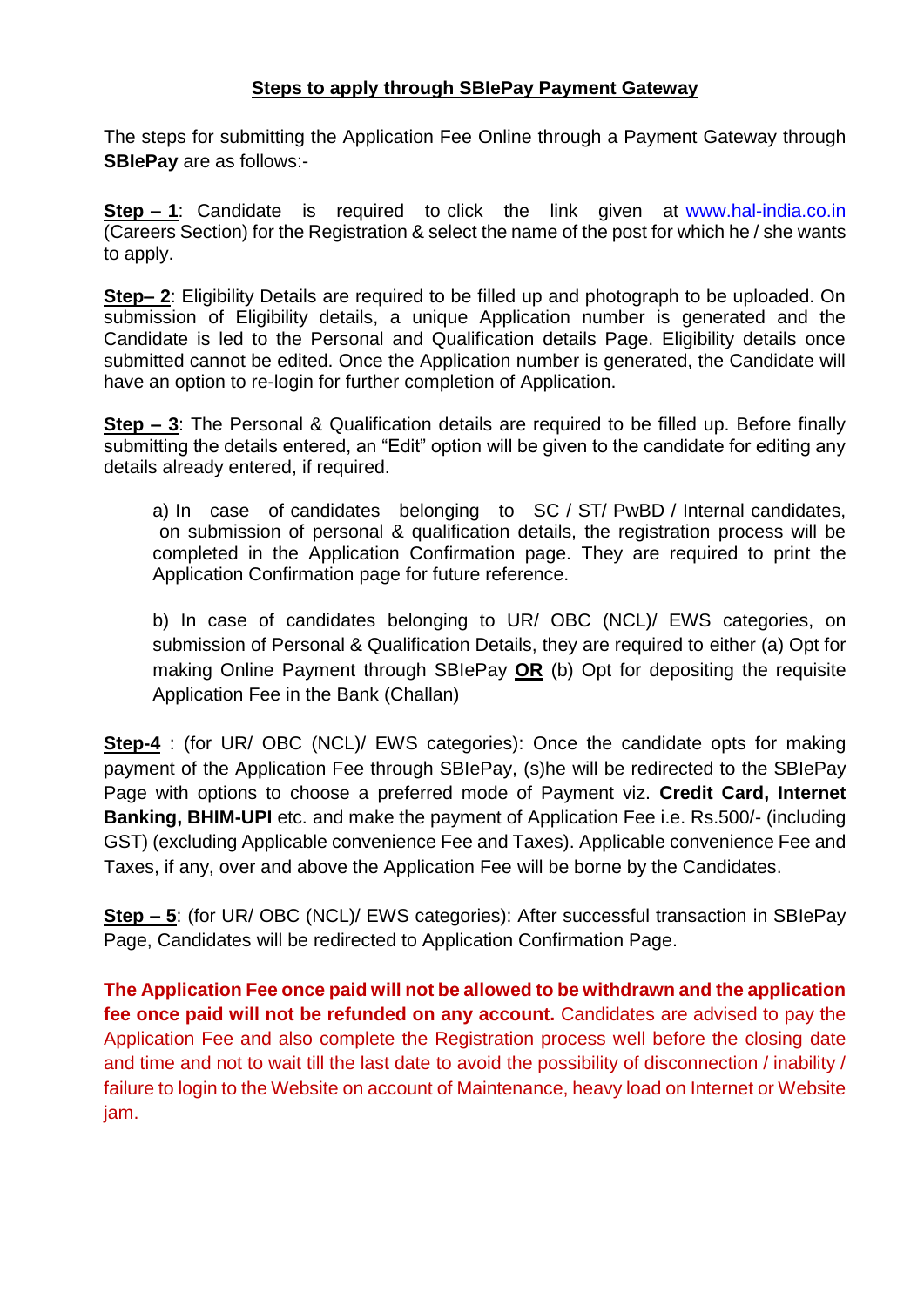## Steps to apply through SBIePay Payment Gateway

The steps for submitting the Application Fee Online through a Payment Gateway through **SBIePay** are as follows:-

**Step – 1**: Candidate is required to click the link given at [www.hal-india.co.in](http://www.hal-india.co.in) (Careers Section) for the Registration & select the name of the post for which he / she wants to apply.

**Step– 2**: Eligibility Details are required to be filled up and photograph to be uploaded. On submission of Eligibility details, a unique Application number is generated and the Candidate is led to the Personal and Qualification details Page. Eligibility details once submitted cannot be edited. Once the Application number is generated, the Candidate will have an option to re-login for further completion of Application.

**Step – 3**: The Personal & Qualification details are required to be filled up. Before finally submitting the details entered, an "Edit" option will be given to the candidate for editing any details already entered, if required.

a) In case of candidates belonging to SC / ST/ PwBD / Internal candidates, on submission of personal & qualification details, the registration process will be completed in the Application Confirmation page. They are required to print the Application Confirmation page for future reference.

b) In case of candidates belonging to UR/ OBC (NCL)/ EWS categories, on submission of Personal & Qualification Details, they are required to either (a) Opt for making Online Payment through SBIePay **OR** (b) Opt for depositing the requisite Application Fee in the Bank (Challan)

**Step-4** : (for UR/ OBC (NCL)/ EWS categories): Once the candidate opts for making payment of the Application Fee through SBIePay, (s)he will be redirected to the SBIePay Page with options to choose a preferred mode of Payment viz. **Credit Card, Internet Banking, BHIM-UPI** etc. and make the payment of Application Fee i.e. Rs.500/- (including GST) (excluding Applicable convenience Fee and Taxes). Applicable convenience Fee and Taxes, if any, over and above the Application Fee will be borne by the Candidates.

**Step – 5**: (for UR/ OBC (NCL)/ EWS categories): After successful transaction in SBIePay Page, Candidates will be redirected to Application Confirmation Page.

**The Application Fee once paid will not be allowed to be withdrawn and the application fee once paid will not be refunded on any account.** Candidates are advised to pay the Application Fee and also complete the Registration process well before the closing date and time and not to wait till the last date to avoid the possibility of disconnection / inability / failure to login to the Website on account of Maintenance, heavy load on Internet or Website jam.